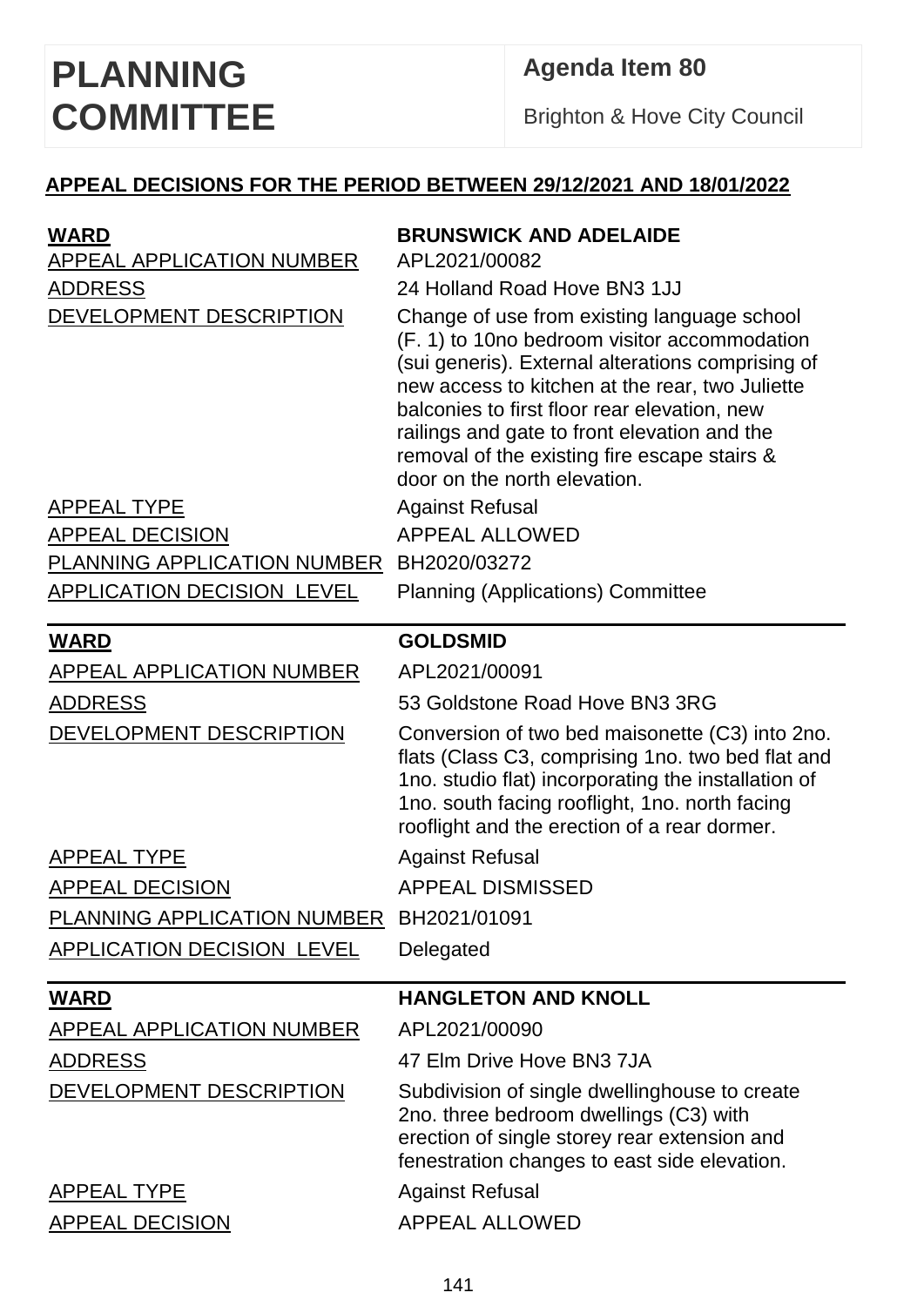# PLANNING COMMITTEE

**Agenda Item 80**

Brighton & Hove City Council

**APPEAL DECISIONS FOR THE PERIOD BETWEEN 29/12/2021 AND 18/01/2022**

| | |
|---|---|
| **WARD** | **BRUNSWICK AND ADELAIDE** |
| APPEAL APPLICATION NUMBER | APL2021/00082 |
| ADDRESS | 24 Holland Road Hove BN3 1JJ |
| DEVELOPMENT DESCRIPTION | Change of use from existing language school (F. 1) to 10no bedroom visitor accommodation (sui generis). External alterations comprising of new access to kitchen at the rear, two Juliette balconies to first floor rear elevation, new railings and gate to front elevation and the removal of the existing fire escape stairs & door on the north elevation. |
| APPEAL TYPE | Against Refusal |
| APPEAL DECISION | APPEAL ALLOWED |
| PLANNING APPLICATION NUMBER | BH2020/03272 |
| APPLICATION DECISION LEVEL | Planning (Applications) Committee |

| | |
|---|---|
| **WARD** | **GOLDSMID** |
| APPEAL APPLICATION NUMBER | APL2021/00091 |
| ADDRESS | 53 Goldstone Road Hove BN3 3RG |
| DEVELOPMENT DESCRIPTION | Conversion of two bed maisonette (C3) into 2no. flats (Class C3, comprising 1no. two bed flat and 1no. studio flat) incorporating the installation of 1no. south facing rooflight, 1no. north facing rooflight and the erection of a rear dormer. |
| APPEAL TYPE | Against Refusal |
| APPEAL DECISION | APPEAL DISMISSED |
| PLANNING APPLICATION NUMBER | BH2021/01091 |
| APPLICATION DECISION LEVEL | Delegated |

| | |
|---|---|
| **WARD** | **HANGLETON AND KNOLL** |
| APPEAL APPLICATION NUMBER | APL2021/00090 |
| ADDRESS | 47 Elm Drive Hove BN3 7JA |
| DEVELOPMENT DESCRIPTION | Subdivision of single dwellinghouse to create 2no. three bedroom dwellings (C3) with erection of single storey rear extension and fenestration changes to east side elevation. |
| APPEAL TYPE | Against Refusal |
| APPEAL DECISION | APPEAL ALLOWED |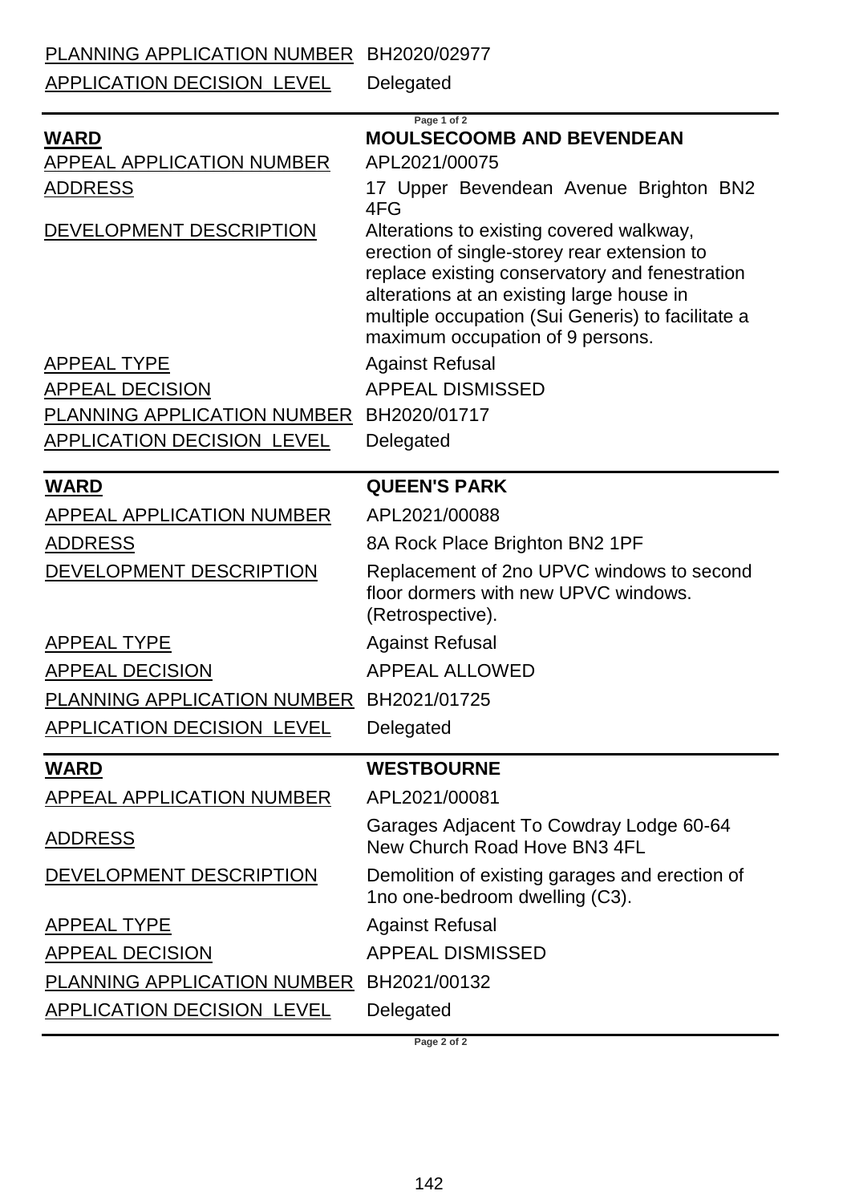| | |
|---|---|
| PLANNING APPLICATION NUMBER | BH2020/02977 |
| APPLICATION DECISION LEVEL | Delegated |

| | |
|---|---|
| **WARD** | **MOULSECOOMB AND BEVENDEAN** |
| APPEAL APPLICATION NUMBER | APL2021/00075 |
| ADDRESS | 17 Upper Bevendean Avenue Brighton BN2 4FG |
| DEVELOPMENT DESCRIPTION | Alterations to existing covered walkway, erection of single-storey rear extension to replace existing conservatory and fenestration alterations at an existing large house in multiple occupation (Sui Generis) to facilitate a maximum occupation of 9 persons. |
| APPEAL TYPE | Against Refusal |
| APPEAL DECISION | APPEAL DISMISSED |
| PLANNING APPLICATION NUMBER | BH2020/01717 |
| APPLICATION DECISION LEVEL | Delegated |

| | |
|---|---|
| **WARD** | **QUEEN'S PARK** |
| APPEAL APPLICATION NUMBER | APL2021/00088 |
| ADDRESS | 8A Rock Place Brighton BN2 1PF |
| DEVELOPMENT DESCRIPTION | Replacement of 2no UPVC windows to second floor dormers with new UPVC windows. (Retrospective). |
| APPEAL TYPE | Against Refusal |
| APPEAL DECISION | APPEAL ALLOWED |
| PLANNING APPLICATION NUMBER | BH2021/01725 |
| APPLICATION DECISION LEVEL | Delegated |

| | |
|---|---|
| **WARD** | **WESTBOURNE** |
| APPEAL APPLICATION NUMBER | APL2021/00081 |
| ADDRESS | Garages Adjacent To Cowdray Lodge 60-64 New Church Road Hove BN3 4FL |
| DEVELOPMENT DESCRIPTION | Demolition of existing garages and erection of 1no one-bedroom dwelling (C3). |
| APPEAL TYPE | Against Refusal |
| APPEAL DECISION | APPEAL DISMISSED |
| PLANNING APPLICATION NUMBER | BH2021/00132 |
| APPLICATION DECISION LEVEL | Delegated |